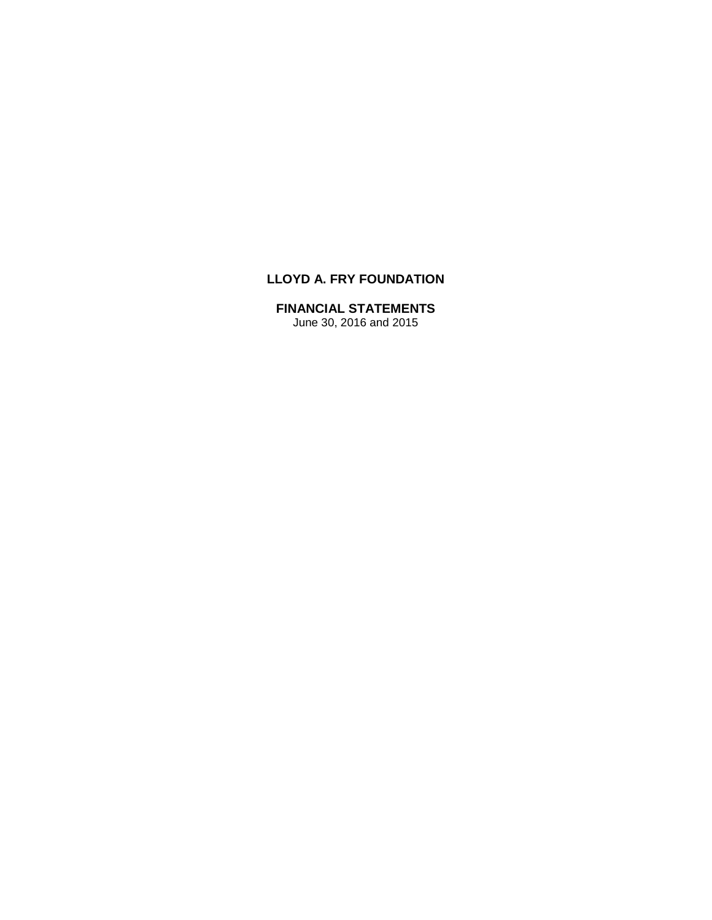# LLOYD A. FRY FOUNDATION

## FINANCIAL STATEMENTS

June 30, 2016 and 2015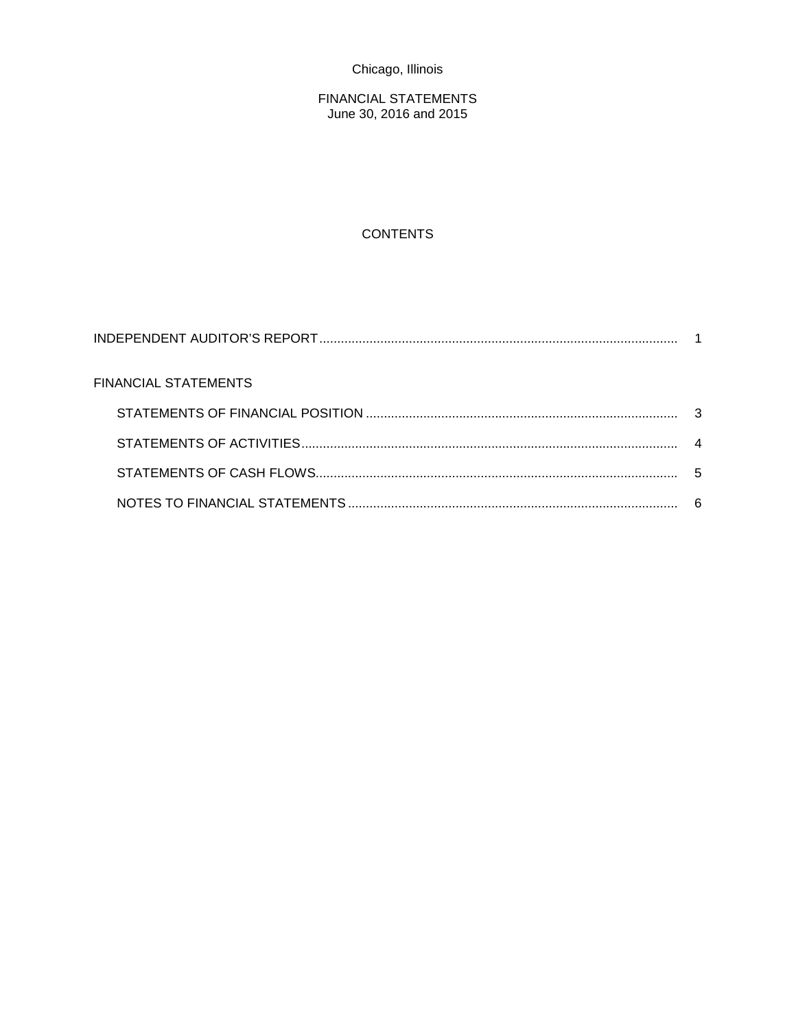Chicago, Illinois

FINANCIAL STATEMENTS
June 30, 2016 and 2015

## CONTENTS

| | |
|---|---|
| INDEPENDENT AUDITOR'S REPORT | 1 |
| FINANCIAL STATEMENTS | |
| STATEMENTS OF FINANCIAL POSITION | 3 |
| STATEMENTS OF ACTIVITIES | 4 |
| STATEMENTS OF CASH FLOWS | 5 |
| NOTES TO FINANCIAL STATEMENTS | 6 |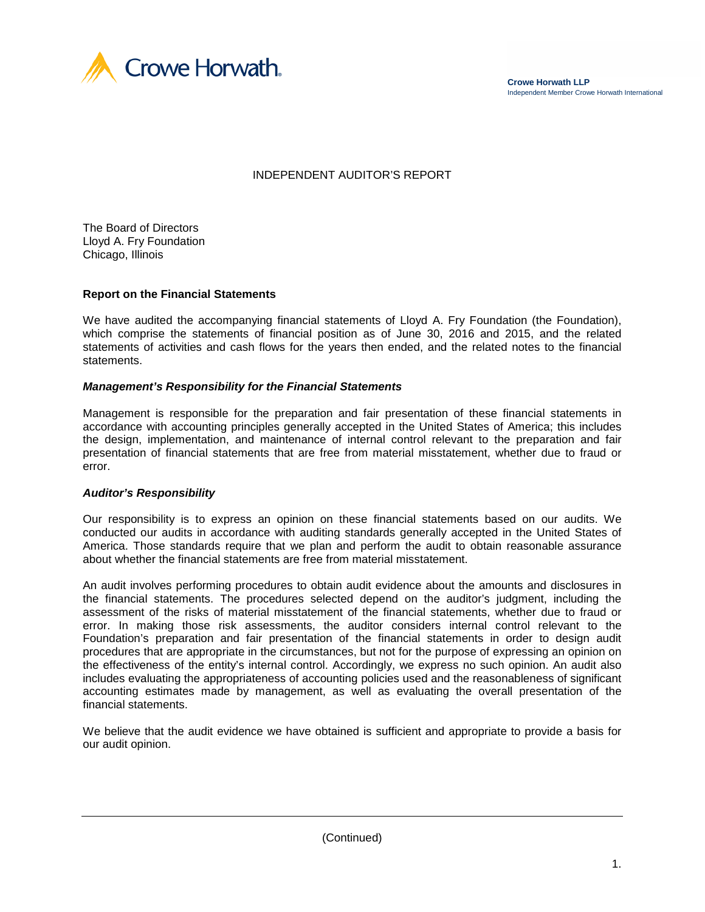Crowe Horwath LLP
Independent Member Crowe Horwath International

# INDEPENDENT AUDITOR'S REPORT

The Board of Directors
Lloyd A. Fry Foundation
Chicago, Illinois

## Report on the Financial Statements

We have audited the accompanying financial statements of Lloyd A. Fry Foundation (the Foundation), which comprise the statements of financial position as of June 30, 2016 and 2015, and the related statements of activities and cash flows for the years then ended, and the related notes to the financial statements.

### *Management's Responsibility for the Financial Statements*

Management is responsible for the preparation and fair presentation of these financial statements in accordance with accounting principles generally accepted in the United States of America; this includes the design, implementation, and maintenance of internal control relevant to the preparation and fair presentation of financial statements that are free from material misstatement, whether due to fraud or error.

### *Auditor's Responsibility*

Our responsibility is to express an opinion on these financial statements based on our audits. We conducted our audits in accordance with auditing standards generally accepted in the United States of America. Those standards require that we plan and perform the audit to obtain reasonable assurance about whether the financial statements are free from material misstatement.

An audit involves performing procedures to obtain audit evidence about the amounts and disclosures in the financial statements. The procedures selected depend on the auditor's judgment, including the assessment of the risks of material misstatement of the financial statements, whether due to fraud or error. In making those risk assessments, the auditor considers internal control relevant to the Foundation's preparation and fair presentation of the financial statements in order to design audit procedures that are appropriate in the circumstances, but not for the purpose of expressing an opinion on the effectiveness of the entity's internal control. Accordingly, we express no such opinion. An audit also includes evaluating the appropriateness of accounting policies used and the reasonableness of significant accounting estimates made by management, as well as evaluating the overall presentation of the financial statements.

We believe that the audit evidence we have obtained is sufficient and appropriate to provide a basis for our audit opinion.

(Continued)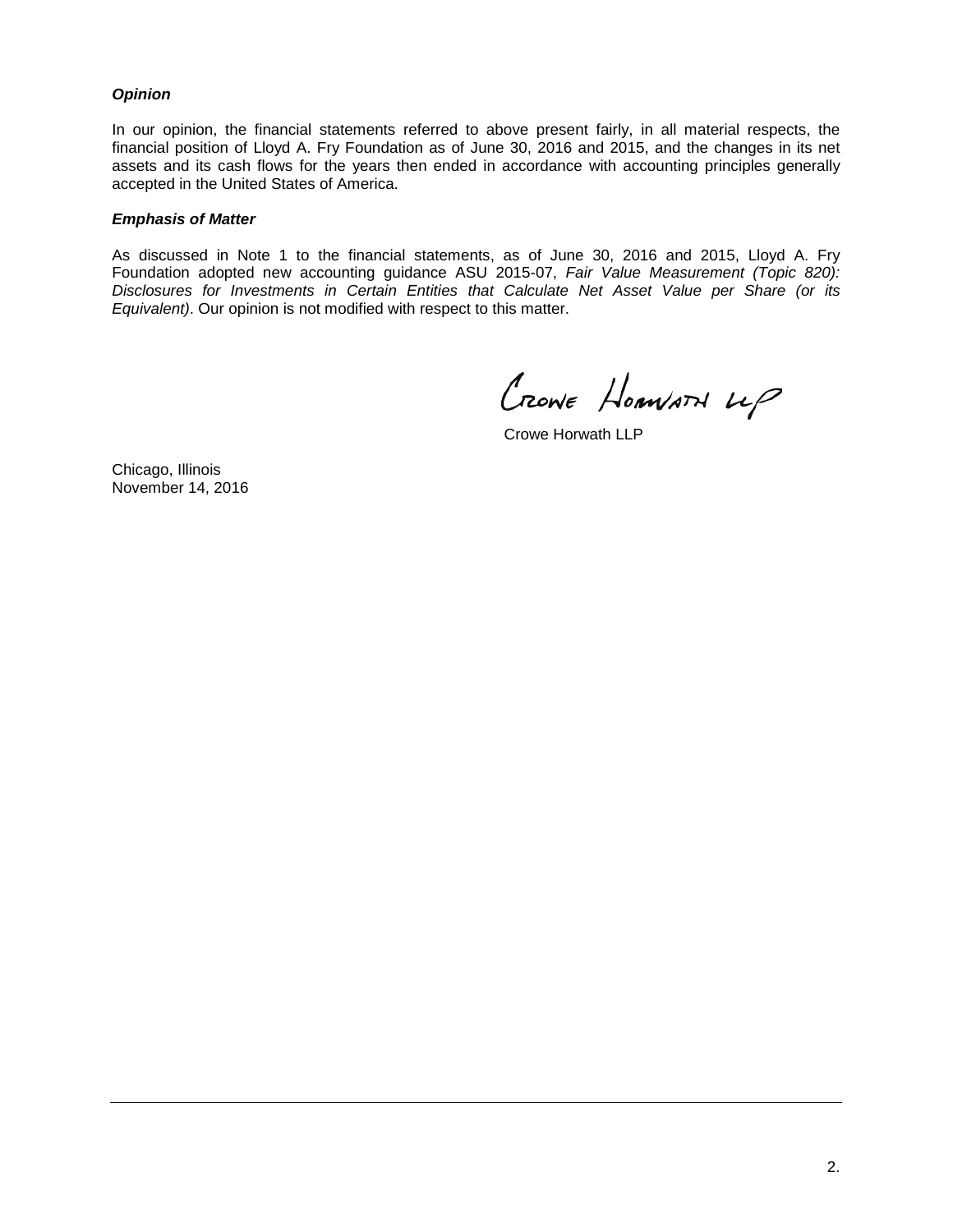***Opinion***

In our opinion, the financial statements referred to above present fairly, in all material respects, the financial position of Lloyd A. Fry Foundation as of June 30, 2016 and 2015, and the changes in its net assets and its cash flows for the years then ended in accordance with accounting principles generally accepted in the United States of America.

***Emphasis of Matter***

As discussed in Note 1 to the financial statements, as of June 30, 2016 and 2015, Lloyd A. Fry Foundation adopted new accounting guidance ASU 2015-07, *Fair Value Measurement (Topic 820): Disclosures for Investments in Certain Entities that Calculate Net Asset Value per Share (or its Equivalent)*. Our opinion is not modified with respect to this matter.

Crowe Horwath LLP

Crowe Horwath LLP

Chicago, Illinois
November 14, 2016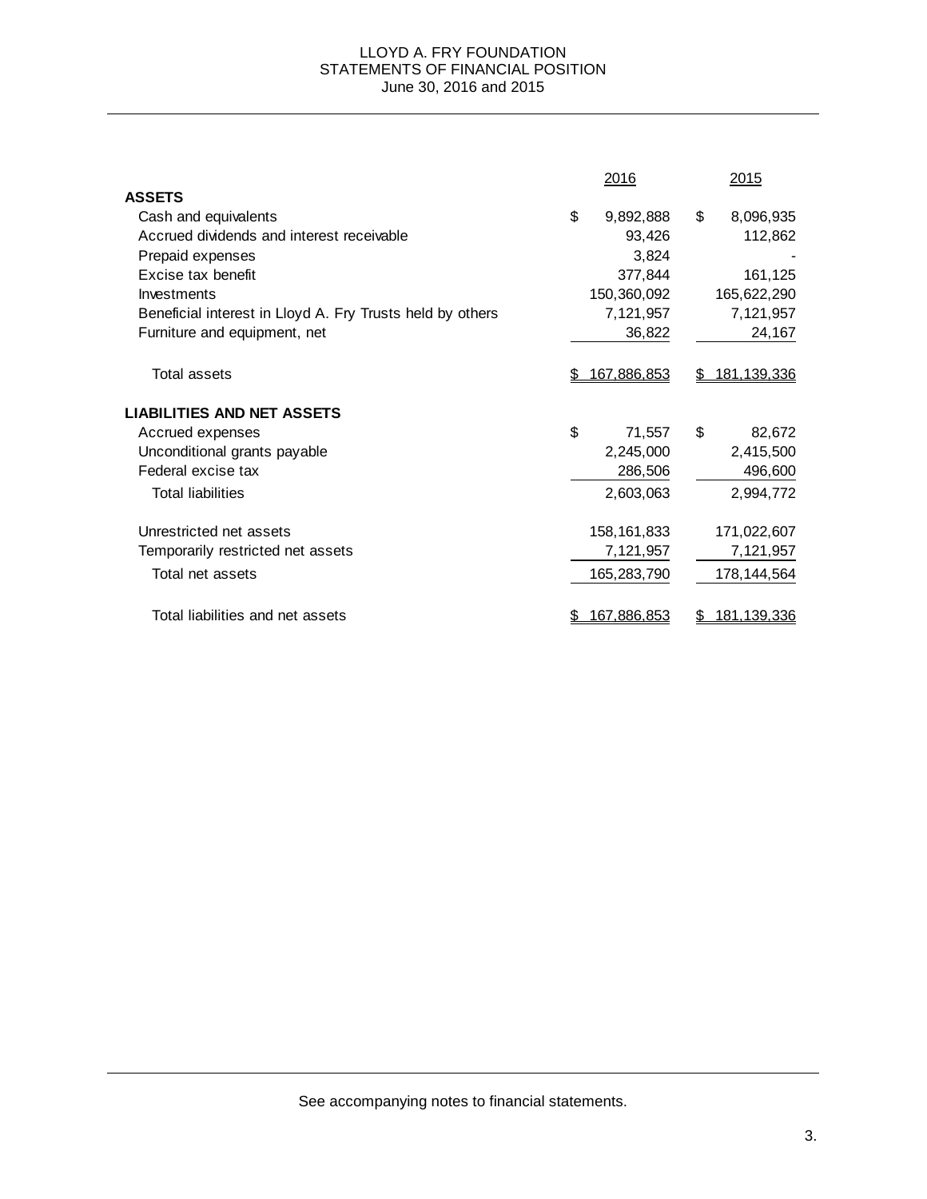# LLOYD A. FRY FOUNDATION
## STATEMENTS OF FINANCIAL POSITION
### June 30, 2016 and 2015

| | 2016 | 2015 |
|---|---|---|
| **ASSETS** | | |
| Cash and equivalents | $ 9,892,888 | $ 8,096,935 |
| Accrued dividends and interest receivable | 93,426 | 112,862 |
| Prepaid expenses | 3,824 | - |
| Excise tax benefit | 377,844 | 161,125 |
| Investments | 150,360,092 | 165,622,290 |
| Beneficial interest in Lloyd A. Fry Trusts held by others | 7,121,957 | 7,121,957 |
| Furniture and equipment, net | 36,822 | 24,167 |
| Total assets | $ 167,886,853 | $ 181,139,336 |
| **LIABILITIES AND NET ASSETS** | | |
| Accrued expenses | $ 71,557 | $ 82,672 |
| Unconditional grants payable | 2,245,000 | 2,415,500 |
| Federal excise tax | 286,506 | 496,600 |
| Total liabilities | 2,603,063 | 2,994,772 |
| Unrestricted net assets | 158,161,833 | 171,022,607 |
| Temporarily restricted net assets | 7,121,957 | 7,121,957 |
| Total net assets | 165,283,790 | 178,144,564 |
| Total liabilities and net assets | $ 167,886,853 | $ 181,139,336 |

See accompanying notes to financial statements.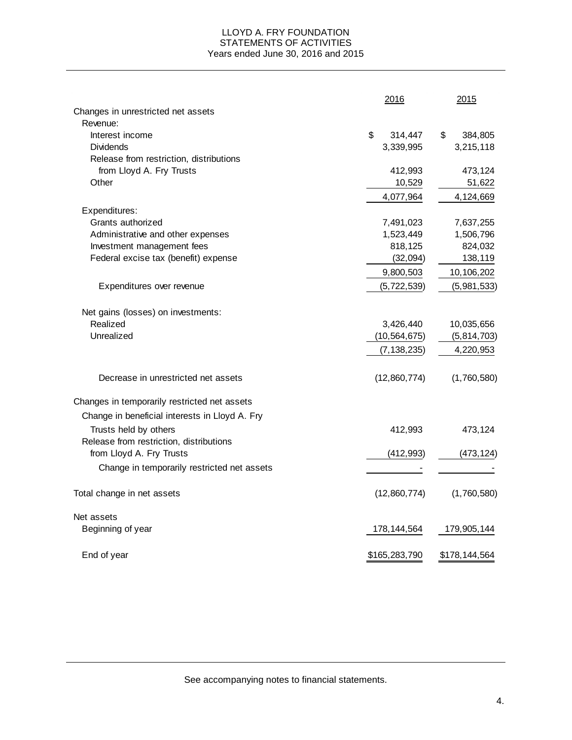LLOYD A. FRY FOUNDATION
STATEMENTS OF ACTIVITIES
Years ended June 30, 2016 and 2015

| | 2016 | 2015 |
|---|---|---|
| Changes in unrestricted net assets | | |
| Revenue: | | |
| Interest income | $ 314,447 | $ 384,805 |
| Dividends | 3,339,995 | 3,215,118 |
| Release from restriction, distributions from Lloyd A. Fry Trusts | 412,993 | 473,124 |
| Other | 10,529 | 51,622 |
| | 4,077,964 | 4,124,669 |
| Expenditures: | | |
| Grants authorized | 7,491,023 | 7,637,255 |
| Administrative and other expenses | 1,523,449 | 1,506,796 |
| Investment management fees | 818,125 | 824,032 |
| Federal excise tax (benefit) expense | (32,094) | 138,119 |
| | 9,800,503 | 10,106,202 |
| Expenditures over revenue | (5,722,539) | (5,981,533) |
| Net gains (losses) on investments: | | |
| Realized | 3,426,440 | 10,035,656 |
| Unrealized | (10,564,675) | (5,814,703) |
| | (7,138,235) | 4,220,953 |
| Decrease in unrestricted net assets | (12,860,774) | (1,760,580) |
| Changes in temporarily restricted net assets | | |
| Change in beneficial interests in Lloyd A. Fry Trusts held by others | 412,993 | 473,124 |
| Release from restriction, distributions from Lloyd A. Fry Trusts | (412,993) | (473,124) |
| Change in temporarily restricted net assets | - | - |
| Total change in net assets | (12,860,774) | (1,760,580) |
| Net assets | | |
| Beginning of year | 178,144,564 | 179,905,144 |
| End of year | $165,283,790 | $178,144,564 |

See accompanying notes to financial statements.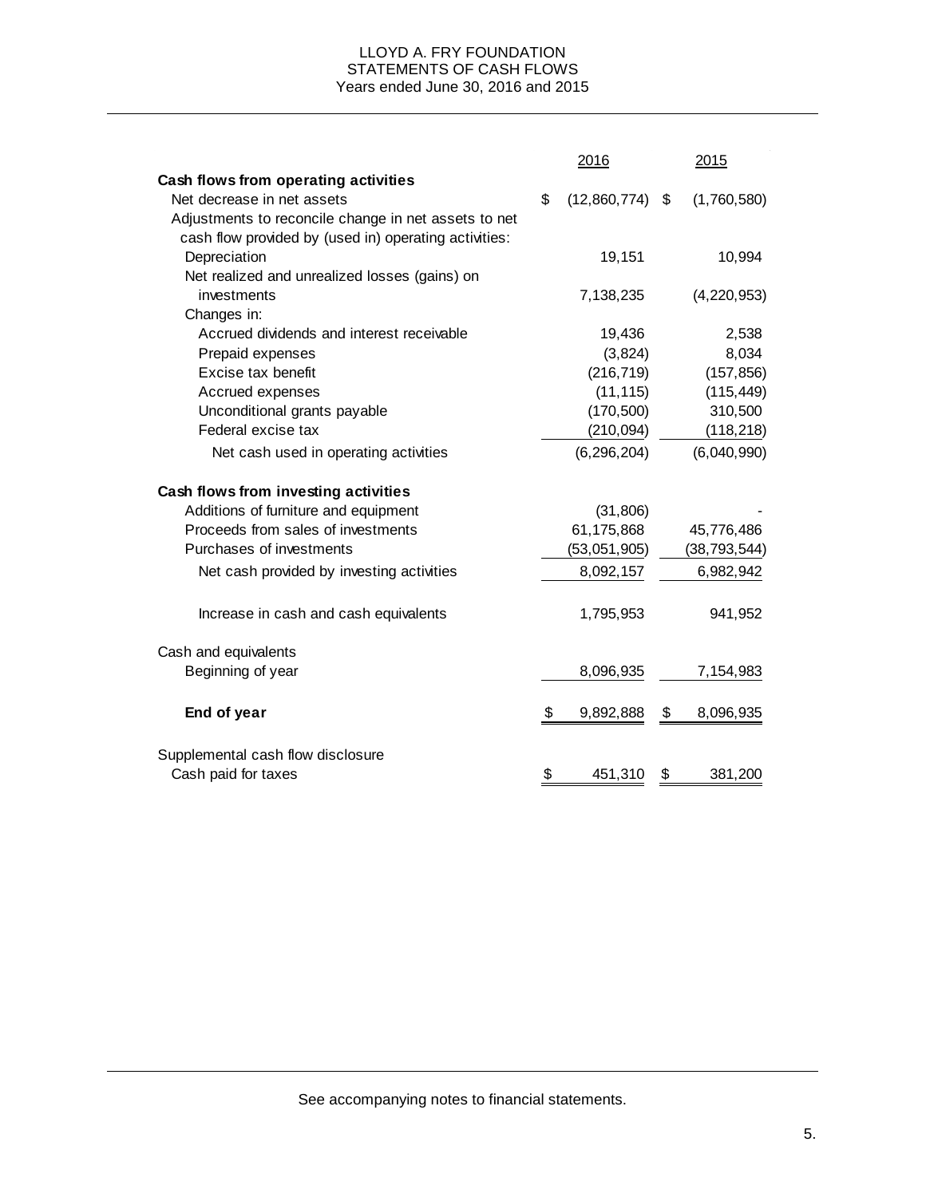# LLOYD A. FRY FOUNDATION
## STATEMENTS OF CASH FLOWS
### Years ended June 30, 2016 and 2015

| | 2016 | 2015 |
|---|---|---|
| **Cash flows from operating activities** | | |
| Net decrease in net assets | $ (12,860,774) | $ (1,760,580) |
| Adjustments to reconcile change in net assets to net cash flow provided by (used in) operating activities: | | |
| Depreciation | 19,151 | 10,994 |
| Net realized and unrealized losses (gains) on investments | 7,138,235 | (4,220,953) |
| Changes in: | | |
| Accrued dividends and interest receivable | 19,436 | 2,538 |
| Prepaid expenses | (3,824) | 8,034 |
| Excise tax benefit | (216,719) | (157,856) |
| Accrued expenses | (11,115) | (115,449) |
| Unconditional grants payable | (170,500) | 310,500 |
| Federal excise tax | (210,094) | (118,218) |
| Net cash used in operating activities | (6,296,204) | (6,040,990) |
| **Cash flows from investing activities** | | |
| Additions of furniture and equipment | (31,806) | - |
| Proceeds from sales of investments | 61,175,868 | 45,776,486 |
| Purchases of investments | (53,051,905) | (38,793,544) |
| Net cash provided by investing activities | 8,092,157 | 6,982,942 |
| Increase in cash and cash equivalents | 1,795,953 | 941,952 |
| Cash and equivalents | | |
| Beginning of year | 8,096,935 | 7,154,983 |
| **End of year** | $ 9,892,888 | $ 8,096,935 |
| Supplemental cash flow disclosure | | |
| Cash paid for taxes | $ 451,310 | $ 381,200 |

See accompanying notes to financial statements.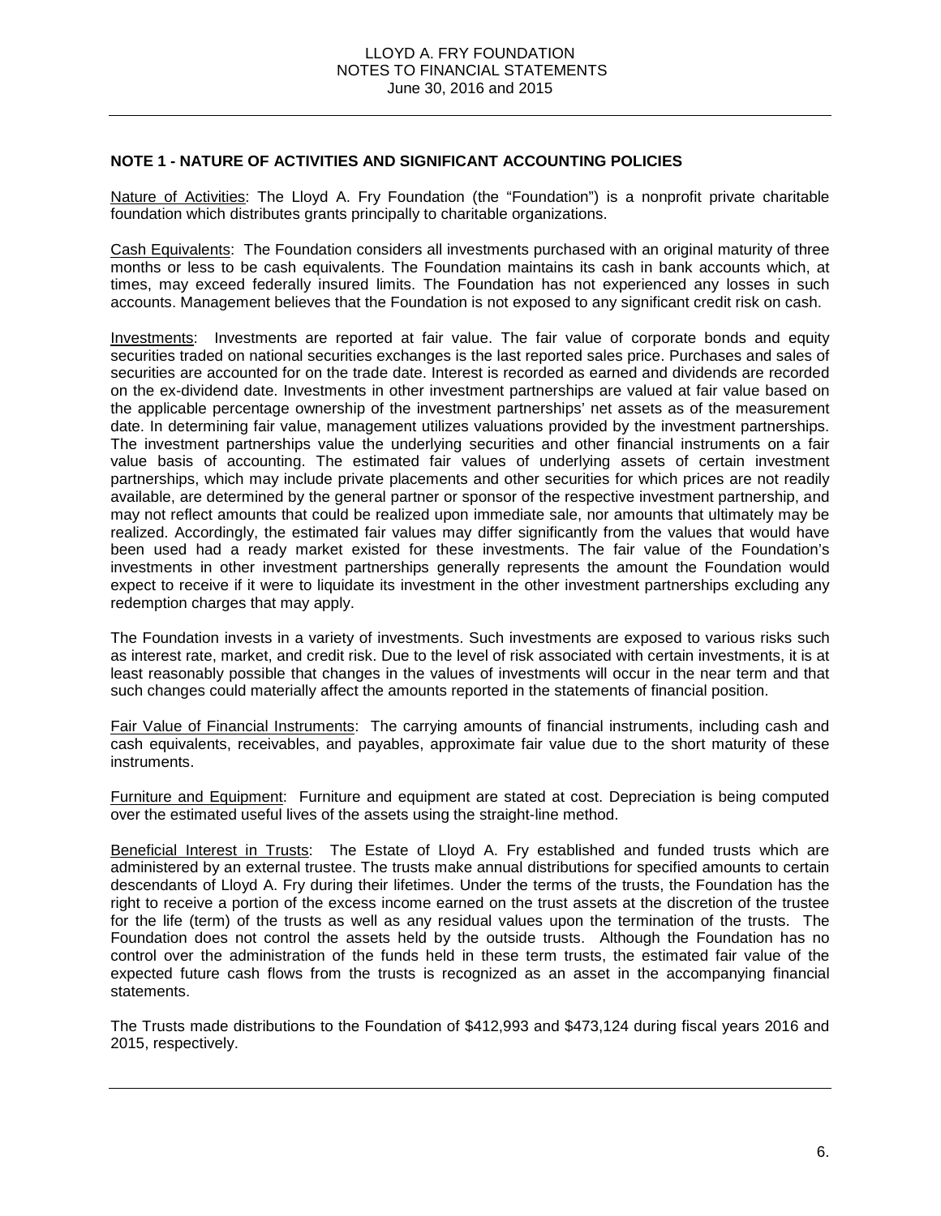## NOTE 1 - NATURE OF ACTIVITIES AND SIGNIFICANT ACCOUNTING POLICIES

Nature of Activities: The Lloyd A. Fry Foundation (the "Foundation") is a nonprofit private charitable foundation which distributes grants principally to charitable organizations.

Cash Equivalents: The Foundation considers all investments purchased with an original maturity of three months or less to be cash equivalents. The Foundation maintains its cash in bank accounts which, at times, may exceed federally insured limits. The Foundation has not experienced any losses in such accounts. Management believes that the Foundation is not exposed to any significant credit risk on cash.

Investments: Investments are reported at fair value. The fair value of corporate bonds and equity securities traded on national securities exchanges is the last reported sales price. Purchases and sales of securities are accounted for on the trade date. Interest is recorded as earned and dividends are recorded on the ex-dividend date. Investments in other investment partnerships are valued at fair value based on the applicable percentage ownership of the investment partnerships' net assets as of the measurement date. In determining fair value, management utilizes valuations provided by the investment partnerships. The investment partnerships value the underlying securities and other financial instruments on a fair value basis of accounting. The estimated fair values of underlying assets of certain investment partnerships, which may include private placements and other securities for which prices are not readily available, are determined by the general partner or sponsor of the respective investment partnership, and may not reflect amounts that could be realized upon immediate sale, nor amounts that ultimately may be realized. Accordingly, the estimated fair values may differ significantly from the values that would have been used had a ready market existed for these investments. The fair value of the Foundation's investments in other investment partnerships generally represents the amount the Foundation would expect to receive if it were to liquidate its investment in the other investment partnerships excluding any redemption charges that may apply.

The Foundation invests in a variety of investments. Such investments are exposed to various risks such as interest rate, market, and credit risk. Due to the level of risk associated with certain investments, it is at least reasonably possible that changes in the values of investments will occur in the near term and that such changes could materially affect the amounts reported in the statements of financial position.

Fair Value of Financial Instruments: The carrying amounts of financial instruments, including cash and cash equivalents, receivables, and payables, approximate fair value due to the short maturity of these instruments.

Furniture and Equipment: Furniture and equipment are stated at cost. Depreciation is being computed over the estimated useful lives of the assets using the straight-line method.

Beneficial Interest in Trusts: The Estate of Lloyd A. Fry established and funded trusts which are administered by an external trustee. The trusts make annual distributions for specified amounts to certain descendants of Lloyd A. Fry during their lifetimes. Under the terms of the trusts, the Foundation has the right to receive a portion of the excess income earned on the trust assets at the discretion of the trustee for the life (term) of the trusts as well as any residual values upon the termination of the trusts. The Foundation does not control the assets held by the outside trusts. Although the Foundation has no control over the administration of the funds held in these term trusts, the estimated fair value of the expected future cash flows from the trusts is recognized as an asset in the accompanying financial statements.

The Trusts made distributions to the Foundation of $412,993 and $473,124 during fiscal years 2016 and 2015, respectively.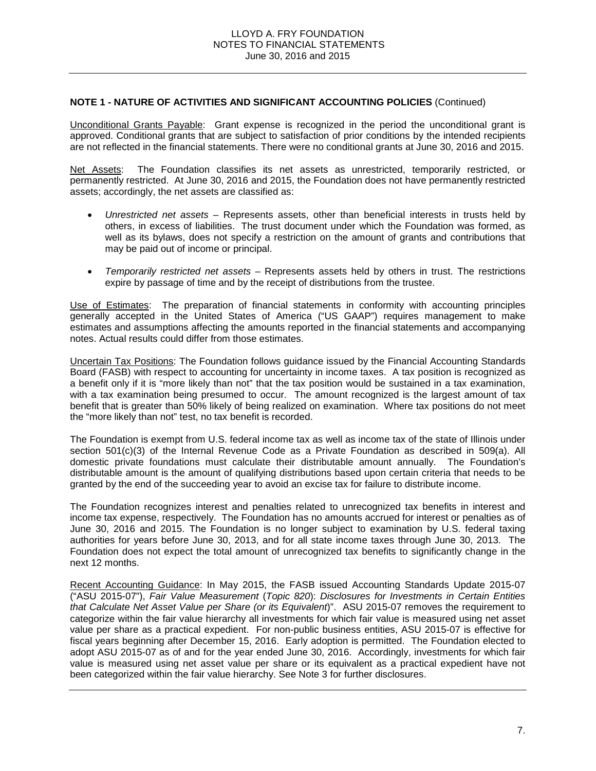**NOTE 1 - NATURE OF ACTIVITIES AND SIGNIFICANT ACCOUNTING POLICIES** (Continued)

Unconditional Grants Payable: Grant expense is recognized in the period the unconditional grant is approved. Conditional grants that are subject to satisfaction of prior conditions by the intended recipients are not reflected in the financial statements. There were no conditional grants at June 30, 2016 and 2015.

Net Assets: The Foundation classifies its net assets as unrestricted, temporarily restricted, or permanently restricted. At June 30, 2016 and 2015, the Foundation does not have permanently restricted assets; accordingly, the net assets are classified as:

- *Unrestricted net assets* – Represents assets, other than beneficial interests in trusts held by others, in excess of liabilities. The trust document under which the Foundation was formed, as well as its bylaws, does not specify a restriction on the amount of grants and contributions that may be paid out of income or principal.
- *Temporarily restricted net assets* – Represents assets held by others in trust. The restrictions expire by passage of time and by the receipt of distributions from the trustee.

Use of Estimates: The preparation of financial statements in conformity with accounting principles generally accepted in the United States of America ("US GAAP") requires management to make estimates and assumptions affecting the amounts reported in the financial statements and accompanying notes. Actual results could differ from those estimates.

Uncertain Tax Positions: The Foundation follows guidance issued by the Financial Accounting Standards Board (FASB) with respect to accounting for uncertainty in income taxes. A tax position is recognized as a benefit only if it is "more likely than not" that the tax position would be sustained in a tax examination, with a tax examination being presumed to occur. The amount recognized is the largest amount of tax benefit that is greater than 50% likely of being realized on examination. Where tax positions do not meet the "more likely than not" test, no tax benefit is recorded.

The Foundation is exempt from U.S. federal income tax as well as income tax of the state of Illinois under section 501(c)(3) of the Internal Revenue Code as a Private Foundation as described in 509(a). All domestic private foundations must calculate their distributable amount annually. The Foundation's distributable amount is the amount of qualifying distributions based upon certain criteria that needs to be granted by the end of the succeeding year to avoid an excise tax for failure to distribute income.

The Foundation recognizes interest and penalties related to unrecognized tax benefits in interest and income tax expense, respectively. The Foundation has no amounts accrued for interest or penalties as of June 30, 2016 and 2015. The Foundation is no longer subject to examination by U.S. federal taxing authorities for years before June 30, 2013, and for all state income taxes through June 30, 2013. The Foundation does not expect the total amount of unrecognized tax benefits to significantly change in the next 12 months.

Recent Accounting Guidance: In May 2015, the FASB issued Accounting Standards Update 2015-07 ("ASU 2015-07"), *Fair Value Measurement* (*Topic 820*): *Disclosures for Investments in Certain Entities that Calculate Net Asset Value per Share (or its Equivalent)*". ASU 2015-07 removes the requirement to categorize within the fair value hierarchy all investments for which fair value is measured using net asset value per share as a practical expedient. For non-public business entities, ASU 2015-07 is effective for fiscal years beginning after December 15, 2016. Early adoption is permitted. The Foundation elected to adopt ASU 2015-07 as of and for the year ended June 30, 2016. Accordingly, investments for which fair value is measured using net asset value per share or its equivalent as a practical expedient have not been categorized within the fair value hierarchy. See Note 3 for further disclosures.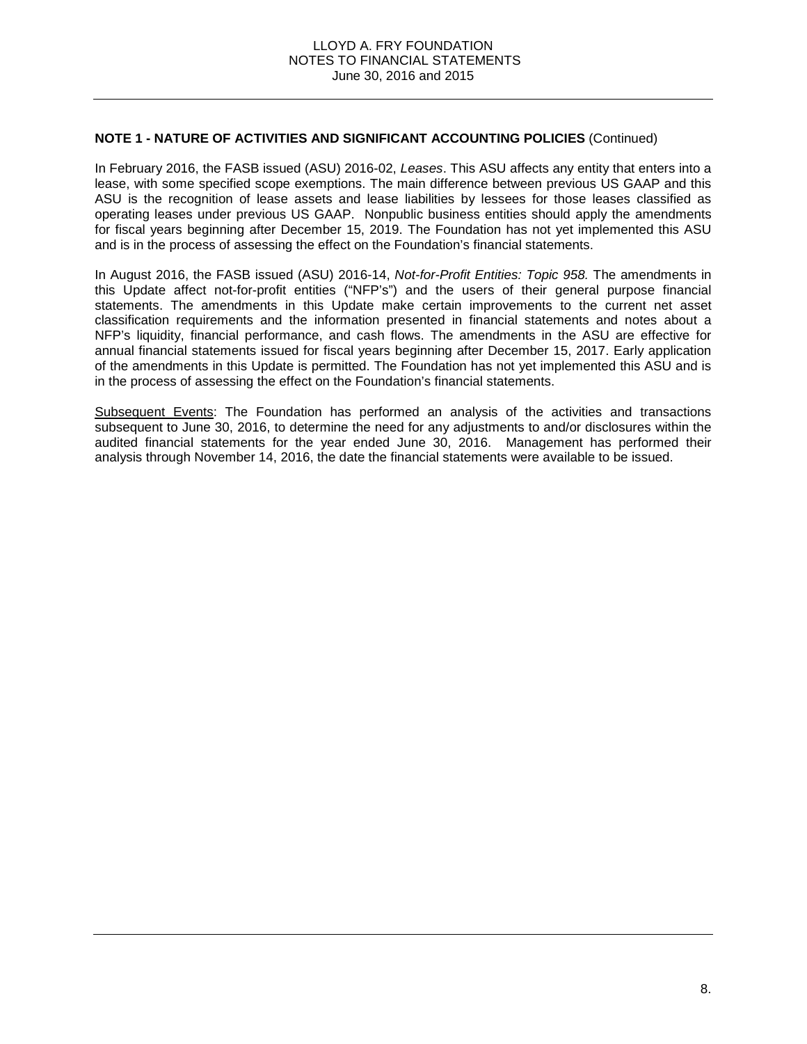**NOTE 1 - NATURE OF ACTIVITIES AND SIGNIFICANT ACCOUNTING POLICIES** (Continued)

In February 2016, the FASB issued (ASU) 2016-02, *Leases*. This ASU affects any entity that enters into a lease, with some specified scope exemptions. The main difference between previous US GAAP and this ASU is the recognition of lease assets and lease liabilities by lessees for those leases classified as operating leases under previous US GAAP. Nonpublic business entities should apply the amendments for fiscal years beginning after December 15, 2019. The Foundation has not yet implemented this ASU and is in the process of assessing the effect on the Foundation's financial statements.

In August 2016, the FASB issued (ASU) 2016-14, *Not-for-Profit Entities: Topic 958.* The amendments in this Update affect not-for-profit entities ("NFP's") and the users of their general purpose financial statements. The amendments in this Update make certain improvements to the current net asset classification requirements and the information presented in financial statements and notes about a NFP's liquidity, financial performance, and cash flows. The amendments in the ASU are effective for annual financial statements issued for fiscal years beginning after December 15, 2017. Early application of the amendments in this Update is permitted. The Foundation has not yet implemented this ASU and is in the process of assessing the effect on the Foundation's financial statements.

<u>Subsequent Events</u>: The Foundation has performed an analysis of the activities and transactions subsequent to June 30, 2016, to determine the need for any adjustments to and/or disclosures within the audited financial statements for the year ended June 30, 2016. Management has performed their analysis through November 14, 2016, the date the financial statements were available to be issued.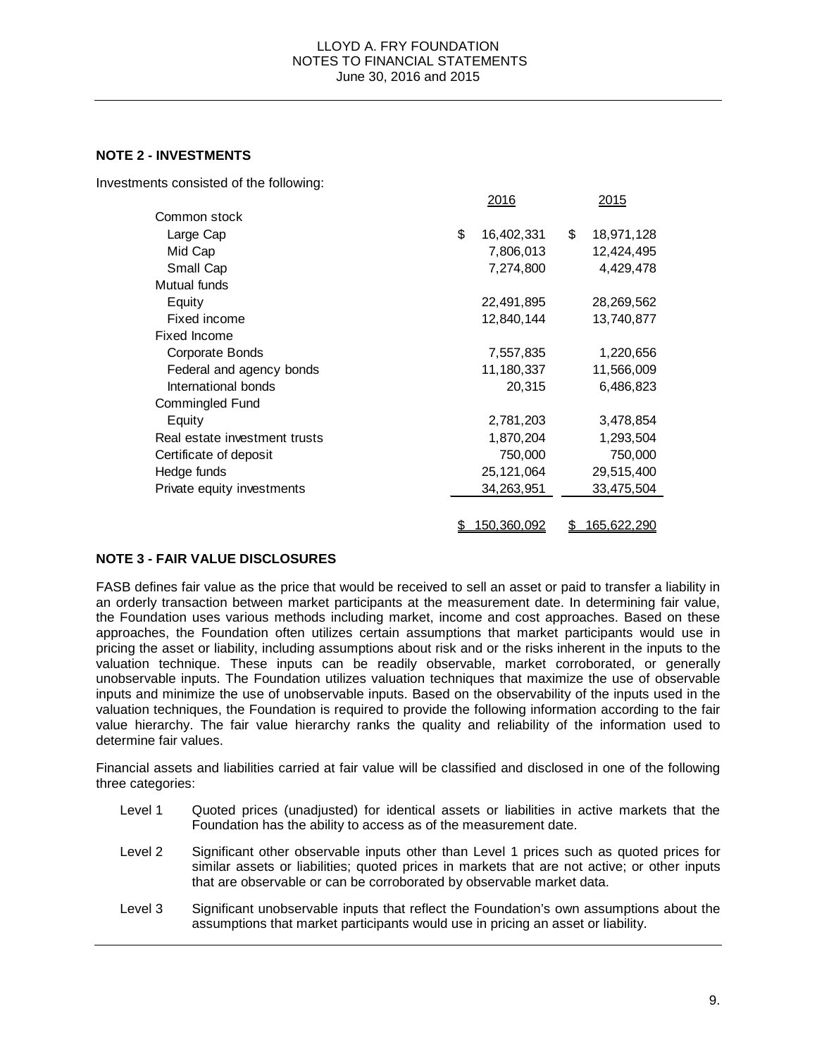## NOTE 2 - INVESTMENTS

Investments consisted of the following:

| | 2016 | 2015 |
|---|---|---|
| Common stock | | |
| Large Cap | $ 16,402,331 | $ 18,971,128 |
| Mid Cap | 7,806,013 | 12,424,495 |
| Small Cap | 7,274,800 | 4,429,478 |
| Mutual funds | | |
| Equity | 22,491,895 | 28,269,562 |
| Fixed income | 12,840,144 | 13,740,877 |
| Fixed Income | | |
| Corporate Bonds | 7,557,835 | 1,220,656 |
| Federal and agency bonds | 11,180,337 | 11,566,009 |
| International bonds | 20,315 | 6,486,823 |
| Commingled Fund | | |
| Equity | 2,781,203 | 3,478,854 |
| Real estate investment trusts | 1,870,204 | 1,293,504 |
| Certificate of deposit | 750,000 | 750,000 |
| Hedge funds | 25,121,064 | 29,515,400 |
| Private equity investments | 34,263,951 | 33,475,504 |
| | $ 150,360,092 | $ 165,622,290 |

## NOTE 3 - FAIR VALUE DISCLOSURES

FASB defines fair value as the price that would be received to sell an asset or paid to transfer a liability in an orderly transaction between market participants at the measurement date. In determining fair value, the Foundation uses various methods including market, income and cost approaches. Based on these approaches, the Foundation often utilizes certain assumptions that market participants would use in pricing the asset or liability, including assumptions about risk and or the risks inherent in the inputs to the valuation technique. These inputs can be readily observable, market corroborated, or generally unobservable inputs. The Foundation utilizes valuation techniques that maximize the use of observable inputs and minimize the use of unobservable inputs. Based on the observability of the inputs used in the valuation techniques, the Foundation is required to provide the following information according to the fair value hierarchy. The fair value hierarchy ranks the quality and reliability of the information used to determine fair values.

Financial assets and liabilities carried at fair value will be classified and disclosed in one of the following three categories:

- Level 1 Quoted prices (unadjusted) for identical assets or liabilities in active markets that the Foundation has the ability to access as of the measurement date.
- Level 2 Significant other observable inputs other than Level 1 prices such as quoted prices for similar assets or liabilities; quoted prices in markets that are not active; or other inputs that are observable or can be corroborated by observable market data.
- Level 3 Significant unobservable inputs that reflect the Foundation's own assumptions about the assumptions that market participants would use in pricing an asset or liability.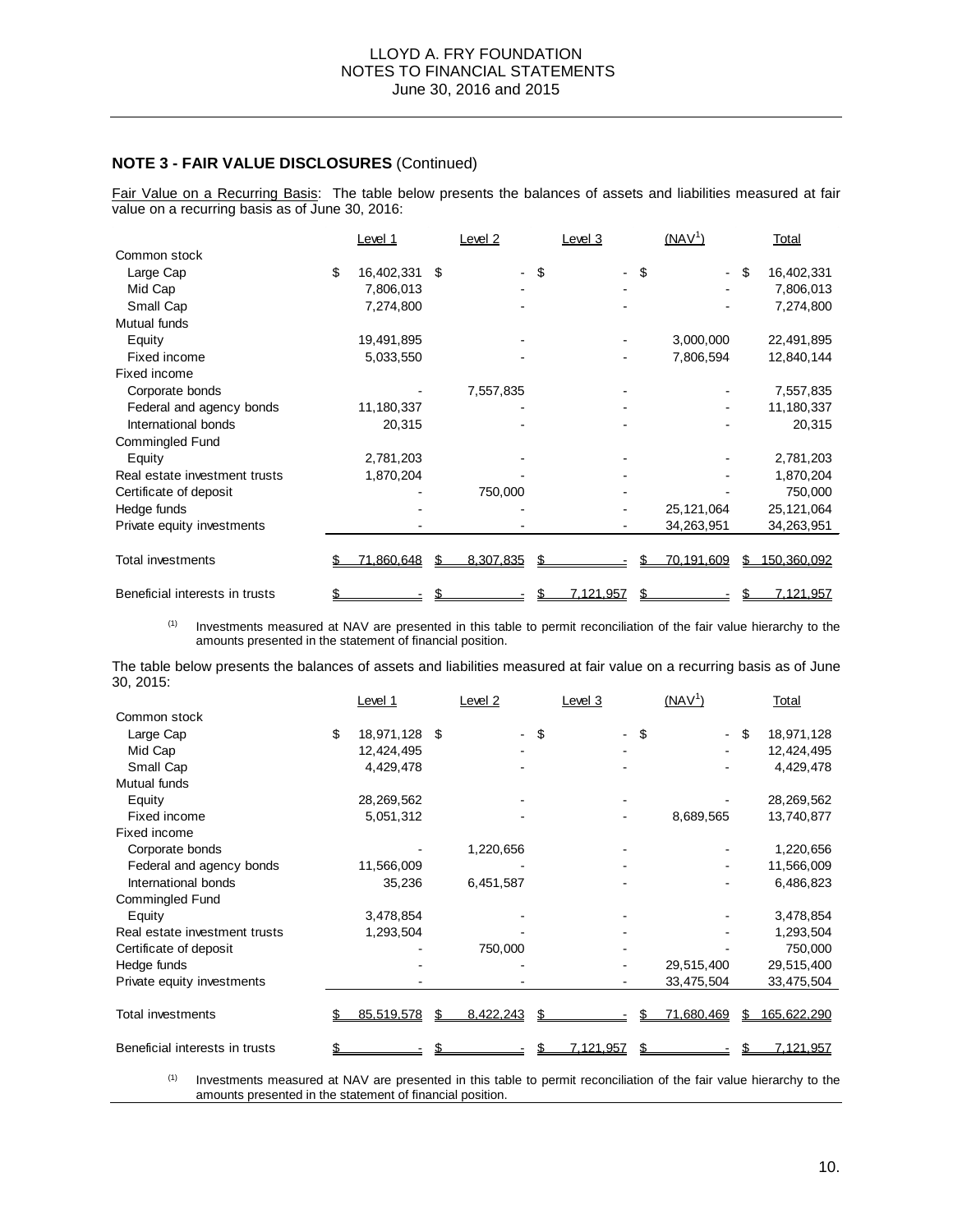## NOTE 3 - FAIR VALUE DISCLOSURES (Continued)

Fair Value on a Recurring Basis: The table below presents the balances of assets and liabilities measured at fair value on a recurring basis as of June 30, 2016:

| | Level 1 | Level 2 | Level 3 | (NAV[1]) | Total |
|---|---|---|---|---|---|
| Common stock | | | | | |
| Large Cap | $ 16,402,331 | $ - | $ - | $ - | $ 16,402,331 |
| Mid Cap | 7,806,013 | - | - | - | 7,806,013 |
| Small Cap | 7,274,800 | - | - | - | 7,274,800 |
| Mutual funds | | | | | |
| Equity | 19,491,895 | - | - | 3,000,000 | 22,491,895 |
| Fixed income | 5,033,550 | - | - | 7,806,594 | 12,840,144 |
| Fixed income | | | | | |
| Corporate bonds | - | 7,557,835 | - | - | 7,557,835 |
| Federal and agency bonds | 11,180,337 | - | - | - | 11,180,337 |
| International bonds | 20,315 | - | - | - | 20,315 |
| Commingled Fund | | | | | |
| Equity | 2,781,203 | - | - | - | 2,781,203 |
| Real estate investment trusts | 1,870,204 | - | - | - | 1,870,204 |
| Certificate of deposit | - | 750,000 | - | - | 750,000 |
| Hedge funds | - | - | - | 25,121,064 | 25,121,064 |
| Private equity investments | - | - | - | 34,263,951 | 34,263,951 |
| Total investments | $ 71,860,648 | $ 8,307,835 | $ - | $ 70,191,609 | $ 150,360,092 |
| Beneficial interests in trusts | $ - | $ - | $ 7,121,957 | $ - | $ 7,121,957 |

(1) Investments measured at NAV are presented in this table to permit reconciliation of the fair value hierarchy to the amounts presented in the statement of financial position.

The table below presents the balances of assets and liabilities measured at fair value on a recurring basis as of June 30, 2015:

| | Level 1 | Level 2 | Level 3 | (NAV[1]) | Total |
|---|---|---|---|---|---|
| Common stock | | | | | |
| Large Cap | $ 18,971,128 | $ - | $ - | $ - | $ 18,971,128 |
| Mid Cap | 12,424,495 | - | - | - | 12,424,495 |
| Small Cap | 4,429,478 | - | - | - | 4,429,478 |
| Mutual funds | | | | | |
| Equity | 28,269,562 | - | - | - | 28,269,562 |
| Fixed income | 5,051,312 | - | - | 8,689,565 | 13,740,877 |
| Fixed income | | | | | |
| Corporate bonds | - | 1,220,656 | - | - | 1,220,656 |
| Federal and agency bonds | 11,566,009 | - | - | - | 11,566,009 |
| International bonds | 35,236 | 6,451,587 | - | - | 6,486,823 |
| Commingled Fund | | | | | |
| Equity | 3,478,854 | - | - | - | 3,478,854 |
| Real estate investment trusts | 1,293,504 | - | - | - | 1,293,504 |
| Certificate of deposit | - | 750,000 | - | - | 750,000 |
| Hedge funds | - | - | - | 29,515,400 | 29,515,400 |
| Private equity investments | - | - | - | 33,475,504 | 33,475,504 |
| Total investments | $ 85,519,578 | $ 8,422,243 | $ - | $ 71,680,469 | $ 165,622,290 |
| Beneficial interests in trusts | $ - | $ - | $ 7,121,957 | $ - | $ 7,121,957 |

(1) Investments measured at NAV are presented in this table to permit reconciliation of the fair value hierarchy to the amounts presented in the statement of financial position.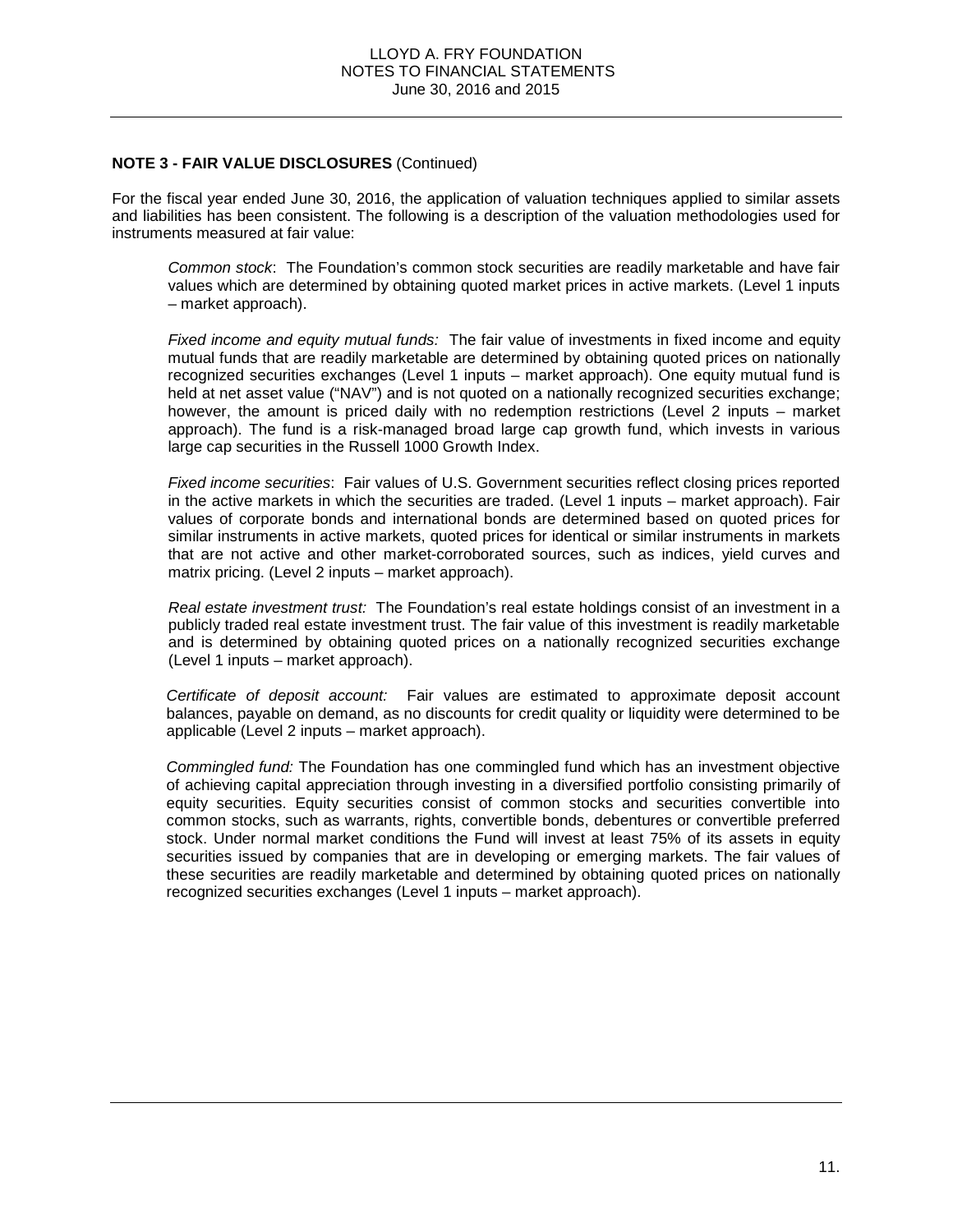**NOTE 3 - FAIR VALUE DISCLOSURES** (Continued)

For the fiscal year ended June 30, 2016, the application of valuation techniques applied to similar assets and liabilities has been consistent. The following is a description of the valuation methodologies used for instruments measured at fair value:

*Common stock*: The Foundation's common stock securities are readily marketable and have fair values which are determined by obtaining quoted market prices in active markets. (Level 1 inputs – market approach).

*Fixed income and equity mutual funds:* The fair value of investments in fixed income and equity mutual funds that are readily marketable are determined by obtaining quoted prices on nationally recognized securities exchanges (Level 1 inputs – market approach). One equity mutual fund is held at net asset value ("NAV") and is not quoted on a nationally recognized securities exchange; however, the amount is priced daily with no redemption restrictions (Level 2 inputs – market approach). The fund is a risk-managed broad large cap growth fund, which invests in various large cap securities in the Russell 1000 Growth Index.

*Fixed income securities*: Fair values of U.S. Government securities reflect closing prices reported in the active markets in which the securities are traded. (Level 1 inputs – market approach). Fair values of corporate bonds and international bonds are determined based on quoted prices for similar instruments in active markets, quoted prices for identical or similar instruments in markets that are not active and other market-corroborated sources, such as indices, yield curves and matrix pricing. (Level 2 inputs – market approach).

*Real estate investment trust:* The Foundation's real estate holdings consist of an investment in a publicly traded real estate investment trust. The fair value of this investment is readily marketable and is determined by obtaining quoted prices on a nationally recognized securities exchange (Level 1 inputs – market approach).

*Certificate of deposit account:* Fair values are estimated to approximate deposit account balances, payable on demand, as no discounts for credit quality or liquidity were determined to be applicable (Level 2 inputs – market approach).

*Commingled fund:* The Foundation has one commingled fund which has an investment objective of achieving capital appreciation through investing in a diversified portfolio consisting primarily of equity securities. Equity securities consist of common stocks and securities convertible into common stocks, such as warrants, rights, convertible bonds, debentures or convertible preferred stock. Under normal market conditions the Fund will invest at least 75% of its assets in equity securities issued by companies that are in developing or emerging markets. The fair values of these securities are readily marketable and determined by obtaining quoted prices on nationally recognized securities exchanges (Level 1 inputs – market approach).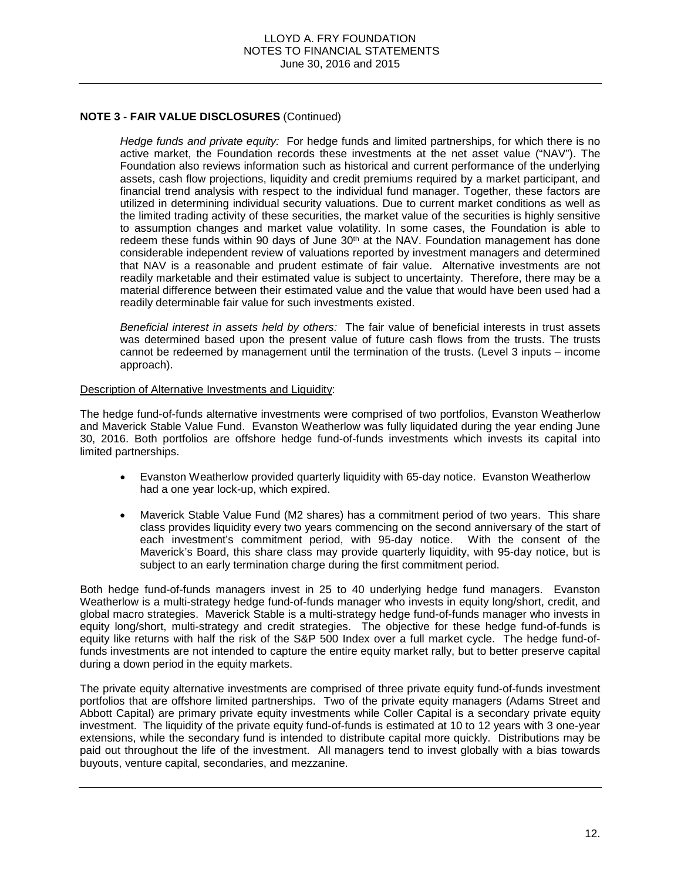## NOTE 3 - FAIR VALUE DISCLOSURES (Continued)

*Hedge funds and private equity:* For hedge funds and limited partnerships, for which there is no active market, the Foundation records these investments at the net asset value ("NAV"). The Foundation also reviews information such as historical and current performance of the underlying assets, cash flow projections, liquidity and credit premiums required by a market participant, and financial trend analysis with respect to the individual fund manager. Together, these factors are utilized in determining individual security valuations. Due to current market conditions as well as the limited trading activity of these securities, the market value of the securities is highly sensitive to assumption changes and market value volatility. In some cases, the Foundation is able to redeem these funds within 90 days of June 30th at the NAV. Foundation management has done considerable independent review of valuations reported by investment managers and determined that NAV is a reasonable and prudent estimate of fair value. Alternative investments are not readily marketable and their estimated value is subject to uncertainty. Therefore, there may be a material difference between their estimated value and the value that would have been used had a readily determinable fair value for such investments existed.

*Beneficial interest in assets held by others:* The fair value of beneficial interests in trust assets was determined based upon the present value of future cash flows from the trusts. The trusts cannot be redeemed by management until the termination of the trusts. (Level 3 inputs – income approach).

<u>Description of Alternative Investments and Liquidity</u>:

The hedge fund-of-funds alternative investments were comprised of two portfolios, Evanston Weatherlow and Maverick Stable Value Fund. Evanston Weatherlow was fully liquidated during the year ending June 30, 2016. Both portfolios are offshore hedge fund-of-funds investments which invests its capital into limited partnerships.

- Evanston Weatherlow provided quarterly liquidity with 65-day notice. Evanston Weatherlow had a one year lock-up, which expired.
- Maverick Stable Value Fund (M2 shares) has a commitment period of two years. This share class provides liquidity every two years commencing on the second anniversary of the start of each investment's commitment period, with 95-day notice. With the consent of the Maverick's Board, this share class may provide quarterly liquidity, with 95-day notice, but is subject to an early termination charge during the first commitment period.

Both hedge fund-of-funds managers invest in 25 to 40 underlying hedge fund managers. Evanston Weatherlow is a multi-strategy hedge fund-of-funds manager who invests in equity long/short, credit, and global macro strategies. Maverick Stable is a multi-strategy hedge fund-of-funds manager who invests in equity long/short, multi-strategy and credit strategies. The objective for these hedge fund-of-funds is equity like returns with half the risk of the S&P 500 Index over a full market cycle. The hedge fund-of-funds investments are not intended to capture the entire equity market rally, but to better preserve capital during a down period in the equity markets.

The private equity alternative investments are comprised of three private equity fund-of-funds investment portfolios that are offshore limited partnerships. Two of the private equity managers (Adams Street and Abbott Capital) are primary private equity investments while Coller Capital is a secondary private equity investment. The liquidity of the private equity fund-of-funds is estimated at 10 to 12 years with 3 one-year extensions, while the secondary fund is intended to distribute capital more quickly. Distributions may be paid out throughout the life of the investment. All managers tend to invest globally with a bias towards buyouts, venture capital, secondaries, and mezzanine.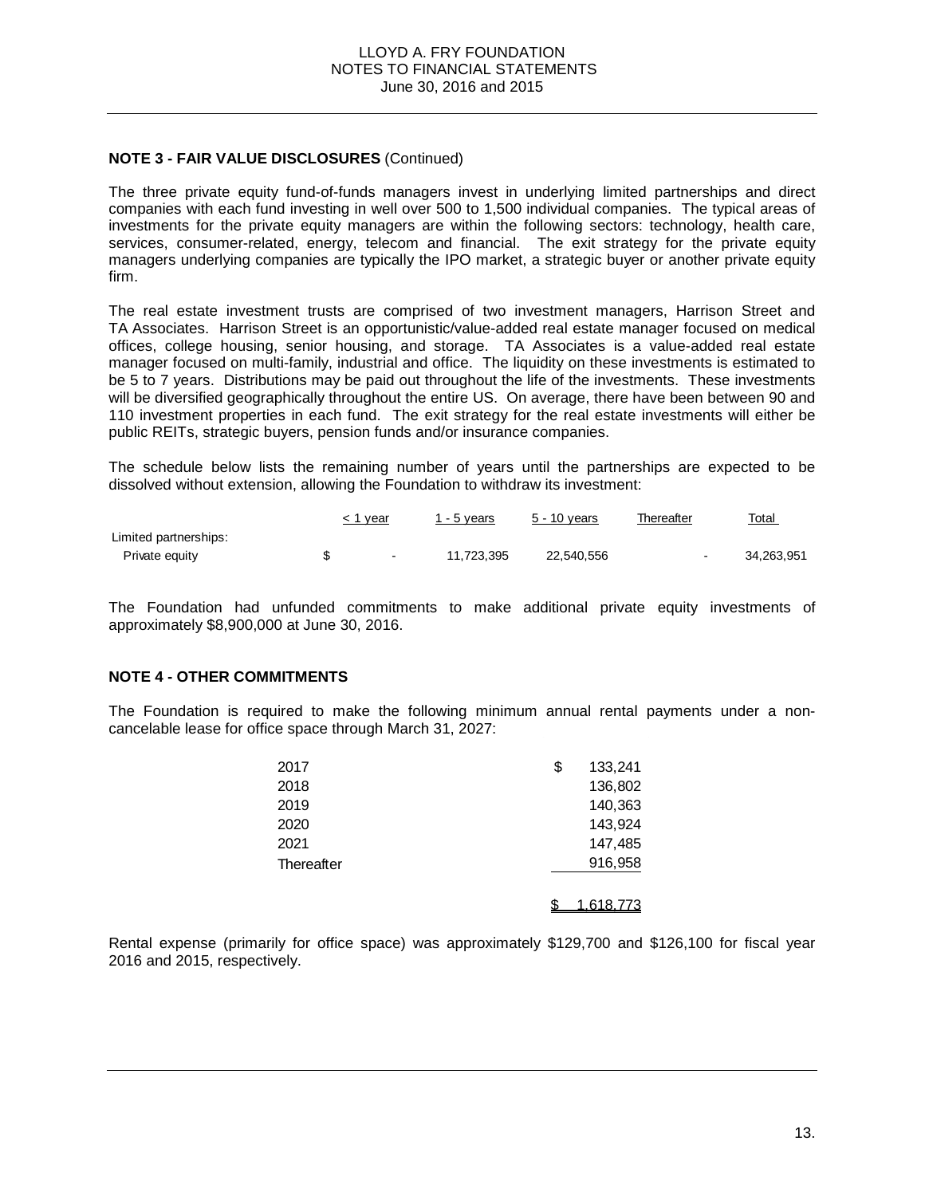**NOTE 3 - FAIR VALUE DISCLOSURES** (Continued)

The three private equity fund-of-funds managers invest in underlying limited partnerships and direct companies with each fund investing in well over 500 to 1,500 individual companies. The typical areas of investments for the private equity managers are within the following sectors: technology, health care, services, consumer-related, energy, telecom and financial. The exit strategy for the private equity managers underlying companies are typically the IPO market, a strategic buyer or another private equity firm.

The real estate investment trusts are comprised of two investment managers, Harrison Street and TA Associates. Harrison Street is an opportunistic/value-added real estate manager focused on medical offices, college housing, senior housing, and storage. TA Associates is a value-added real estate manager focused on multi-family, industrial and office. The liquidity on these investments is estimated to be 5 to 7 years. Distributions may be paid out throughout the life of the investments. These investments will be diversified geographically throughout the entire US. On average, there have been between 90 and 110 investment properties in each fund. The exit strategy for the real estate investments will either be public REITs, strategic buyers, pension funds and/or insurance companies.

The schedule below lists the remaining number of years until the partnerships are expected to be dissolved without extension, allowing the Foundation to withdraw its investment:

| | ≤ 1 year | 1 - 5 years | 5 - 10 years | Thereafter | Total |
|---|---|---|---|---|---|
| Limited partnerships: | | | | | |
| Private equity | $ - | 11,723,395 | 22,540,556 | - | 34,263,951 |

The Foundation had unfunded commitments to make additional private equity investments of approximately $8,900,000 at June 30, 2016.

**NOTE 4 - OTHER COMMITMENTS**

The Foundation is required to make the following minimum annual rental payments under a non-cancelable lease for office space through March 31, 2027:

| | |
|---|---|
| 2017 | $ 133,241 |
| 2018 | 136,802 |
| 2019 | 140,363 |
| 2020 | 143,924 |
| 2021 | 147,485 |
| Thereafter | 916,958 |
| | $ 1,618,773 |

Rental expense (primarily for office space) was approximately $129,700 and $126,100 for fiscal year 2016 and 2015, respectively.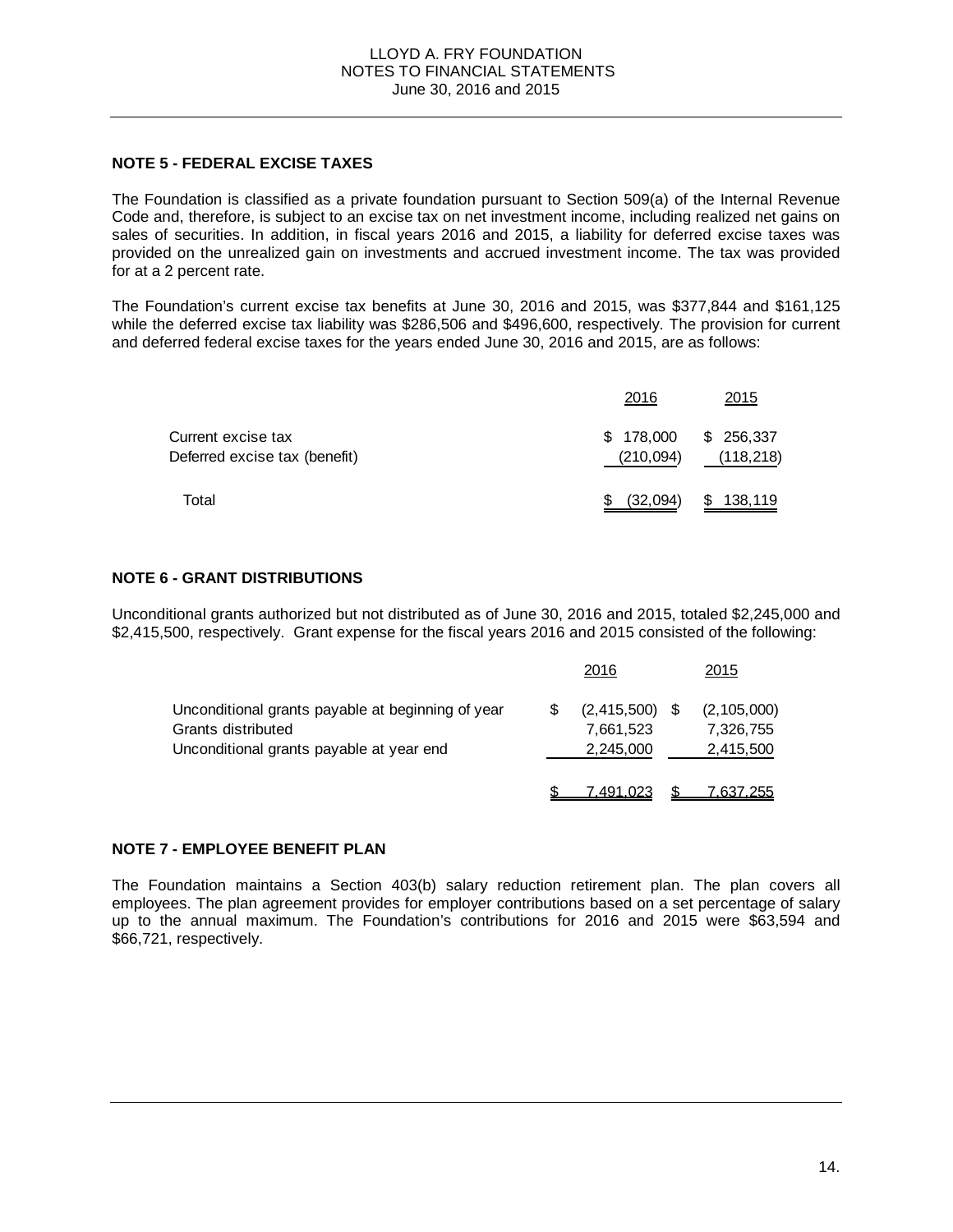## NOTE 5 - FEDERAL EXCISE TAXES

The Foundation is classified as a private foundation pursuant to Section 509(a) of the Internal Revenue Code and, therefore, is subject to an excise tax on net investment income, including realized net gains on sales of securities. In addition, in fiscal years 2016 and 2015, a liability for deferred excise taxes was provided on the unrealized gain on investments and accrued investment income. The tax was provided for at a 2 percent rate.

The Foundation's current excise tax benefits at June 30, 2016 and 2015, was $377,844 and $161,125 while the deferred excise tax liability was $286,506 and $496,600, respectively. The provision for current and deferred federal excise taxes for the years ended June 30, 2016 and 2015, are as follows:

| | 2016 | 2015 |
|---|---|---|
| Current excise tax | $ 178,000 | $ 256,337 |
| Deferred excise tax (benefit) | (210,094) | (118,218) |
| Total | $ (32,094) | $ 138,119 |

## NOTE 6 - GRANT DISTRIBUTIONS

Unconditional grants authorized but not distributed as of June 30, 2016 and 2015, totaled $2,245,000 and $2,415,500, respectively. Grant expense for the fiscal years 2016 and 2015 consisted of the following:

| | 2016 | 2015 |
|---|---|---|
| Unconditional grants payable at beginning of year | $ (2,415,500) | $ (2,105,000) |
| Grants distributed | 7,661,523 | 7,326,755 |
| Unconditional grants payable at year end | 2,245,000 | 2,415,500 |
| | $ 7,491,023 | $ 7,637,255 |

## NOTE 7 - EMPLOYEE BENEFIT PLAN

The Foundation maintains a Section 403(b) salary reduction retirement plan. The plan covers all employees. The plan agreement provides for employer contributions based on a set percentage of salary up to the annual maximum. The Foundation's contributions for 2016 and 2015 were $63,594 and $66,721, respectively.